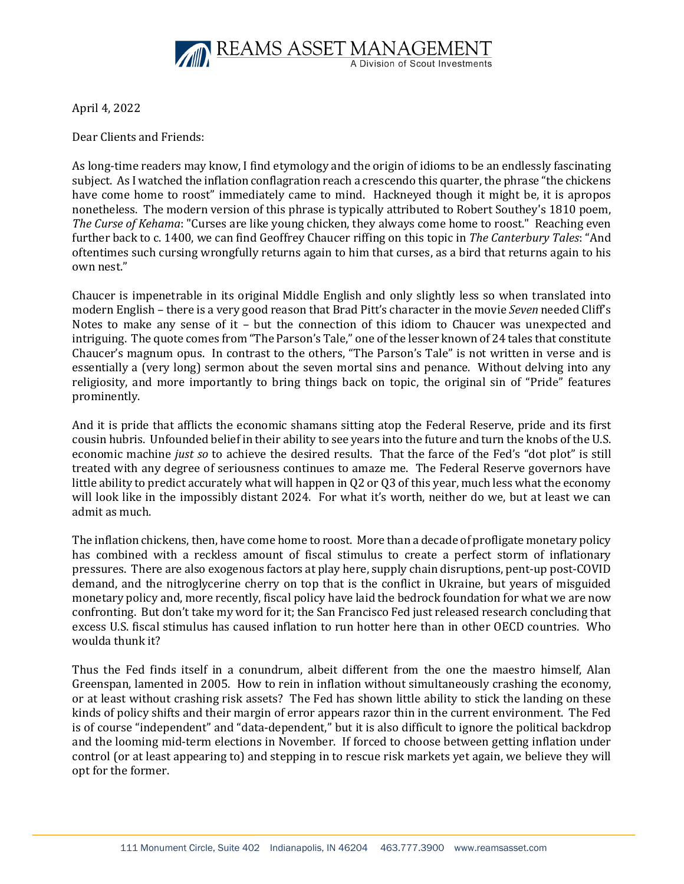April 4, 2022

Dear Clients and Friends:

As long-time readers may know, I find etymology and the origin of idioms to be an endlessly fascinating subject. As I watched the inflation conflagration reach a crescendo this quarter, the phrase "the chickens have come home to roost" immediately came to mind. Hackneyed though it might be, it is apropos nonetheless. The modern version of this phrase is typically attributed to Robert Southey's 1810 poem, *The Curse of Kehama*: "Curses are like young chicken, they always come home to roost." Reaching even further back to c. 1400, we can find Geoffrey Chaucer riffing on this topic in *The Canterbury Tales*: "And oftentimes such cursing wrongfully returns again to him that curses, as a bird that returns again to his own nest."

Chaucer is impenetrable in its original Middle English and only slightly less so when translated into modern English – there is a very good reason that Brad Pitt's character in the movie *Seven* needed Cliff's Notes to make any sense of it – but the connection of this idiom to Chaucer was unexpected and intriguing. The quote comes from "The Parson's Tale," one of the lesser known of 24 tales that constitute Chaucer's magnum opus. In contrast to the others, "The Parson's Tale" is not written in verse and is essentially a (very long) sermon about the seven mortal sins and penance. Without delving into any religiosity, and more importantly to bring things back on topic, the original sin of "Pride" features prominently.

And it is pride that afflicts the economic shamans sitting atop the Federal Reserve, pride and its first cousin hubris. Unfounded belief in their ability to see years into the future and turn the knobs of the U.S. economic machine *just so* to achieve the desired results. That the farce of the Fed's "dot plot" is still treated with any degree of seriousness continues to amaze me. The Federal Reserve governors have little ability to predict accurately what will happen in Q2 or Q3 of this year, much less what the economy will look like in the impossibly distant 2024. For what it's worth, neither do we, but at least we can admit as much.

The inflation chickens, then, have come home to roost. More than a decade of profligate monetary policy has combined with a reckless amount of fiscal stimulus to create a perfect storm of inflationary pressures. There are also exogenous factors at play here, supply chain disruptions, pent-up post-COVID demand, and the nitroglycerine cherry on top that is the conflict in Ukraine, but years of misguided monetary policy and, more recently, fiscal policy have laid the bedrock foundation for what we are now confronting. But don't take my word for it; the San Francisco Fed just released research concluding that excess U.S. fiscal stimulus has caused inflation to run hotter here than in other OECD countries. Who woulda thunk it?

Thus the Fed finds itself in a conundrum, albeit different from the one the maestro himself, Alan Greenspan, lamented in 2005. How to rein in inflation without simultaneously crashing the economy, or at least without crashing risk assets? The Fed has shown little ability to stick the landing on these kinds of policy shifts and their margin of error appears razor thin in the current environment. The Fed is of course "independent" and "data-dependent," but it is also difficult to ignore the political backdrop and the looming mid-term elections in November. If forced to choose between getting inflation under control (or at least appearing to) and stepping in to rescue risk markets yet again, we believe they will opt for the former.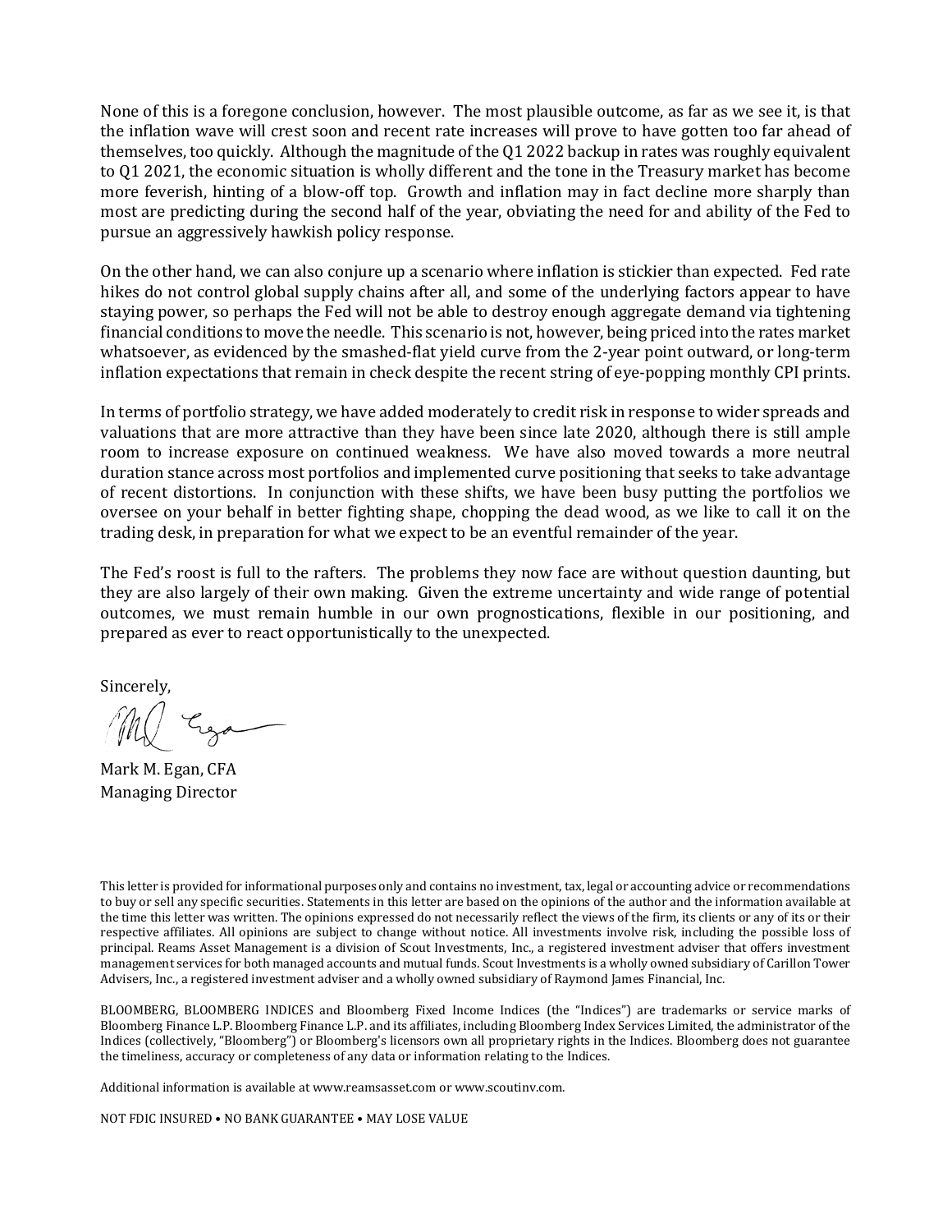None of this is a foregone conclusion, however. The most plausible outcome, as far as we see it, is that the inflation wave will crest soon and recent rate increases will prove to have gotten too far ahead of themselves, too quickly. Although the magnitude of the Q1 2022 backup in rates was roughly equivalent to Q1 2021, the economic situation is wholly different and the tone in the Treasury market has become more feverish, hinting of a blow-off top. Growth and inflation may in fact decline more sharply than most are predicting during the second half of the year, obviating the need for and ability of the Fed to pursue an aggressively hawkish policy response.

On the other hand, we can also conjure up a scenario where inflation is stickier than expected. Fed rate hikes do not control global supply chains after all, and some of the underlying factors appear to have staying power, so perhaps the Fed will not be able to destroy enough aggregate demand via tightening financial conditions to move the needle. This scenario is not, however, being priced into the rates market whatsoever, as evidenced by the smashed-flat yield curve from the 2-year point outward, or long-term inflation expectations that remain in check despite the recent string of eye-popping monthly CPI prints.

In terms of portfolio strategy, we have added moderately to credit risk in response to wider spreads and valuations that are more attractive than they have been since late 2020, although there is still ample room to increase exposure on continued weakness. We have also moved towards a more neutral duration stance across most portfolios and implemented curve positioning that seeks to take advantage of recent distortions. In conjunction with these shifts, we have been busy putting the portfolios we oversee on your behalf in better fighting shape, chopping the dead wood, as we like to call it on the trading desk, in preparation for what we expect to be an eventful remainder of the year.

The Fed's roost is full to the rafters. The problems they now face are without question daunting, but they are also largely of their own making. Given the extreme uncertainty and wide range of potential outcomes, we must remain humble in our own prognostications, flexible in our positioning, and prepared as ever to react opportunistically to the unexpected.

Sincerely,

Mark M. Egan, CFA
Managing Director

This letter is provided for informational purposes only and contains no investment, tax, legal or accounting advice or recommendations to buy or sell any specific securities. Statements in this letter are based on the opinions of the author and the information available at the time this letter was written. The opinions expressed do not necessarily reflect the views of the firm, its clients or any of its or their respective affiliates. All opinions are subject to change without notice. All investments involve risk, including the possible loss of principal. Reams Asset Management is a division of Scout Investments, Inc., a registered investment adviser that offers investment management services for both managed accounts and mutual funds. Scout Investments is a wholly owned subsidiary of Carillon Tower Advisers, Inc., a registered investment adviser and a wholly owned subsidiary of Raymond James Financial, Inc.

BLOOMBERG, BLOOMBERG INDICES and Bloomberg Fixed Income Indices (the "Indices") are trademarks or service marks of Bloomberg Finance L.P. Bloomberg Finance L.P. and its affiliates, including Bloomberg Index Services Limited, the administrator of the Indices (collectively, "Bloomberg") or Bloomberg's licensors own all proprietary rights in the Indices. Bloomberg does not guarantee the timeliness, accuracy or completeness of any data or information relating to the Indices.

Additional information is available at www.reamsasset.com or www.scoutinv.com.

NOT FDIC INSURED • NO BANK GUARANTEE • MAY LOSE VALUE